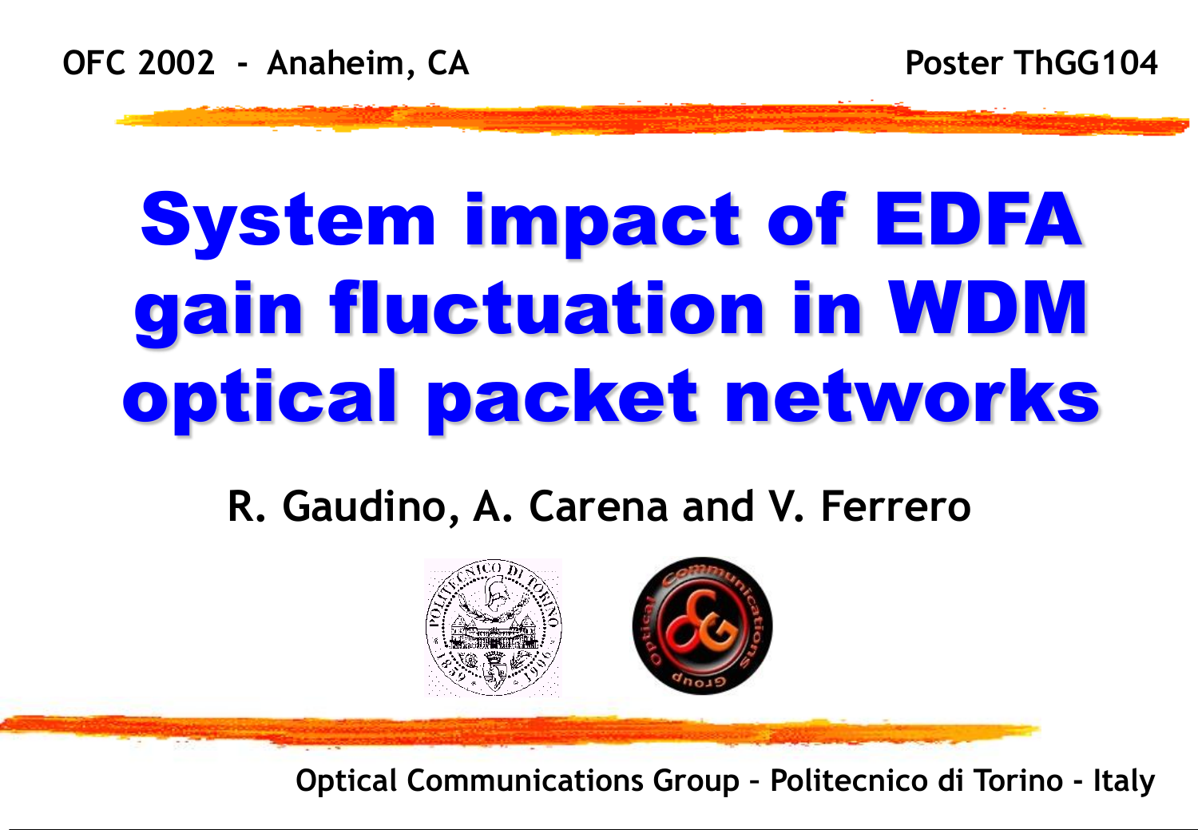OFC 2002 - Anaheim, CA

Poster ThGG104

# System impact of EDFA gain fluctuation in WDM optical packet networks

**R. Gaudino, A. Carena and V. Ferrero**

Optical Communications Group – Politecnico di Torino - Italy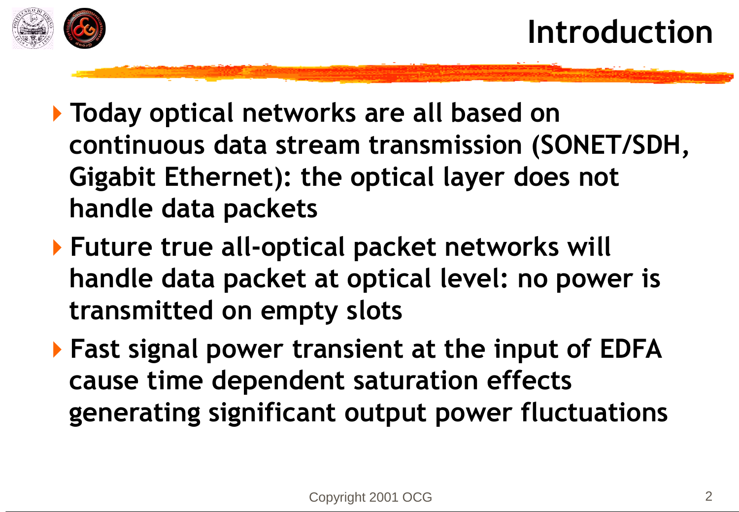# Introduction

- Today optical networks are all based on continuous data stream transmission (SONET/SDH, Gigabit Ethernet): the optical layer does not handle data packets
- Future true all-optical packet networks will handle data packet at optical level: no power is transmitted on empty slots
- Fast signal power transient at the input of EDFA cause time dependent saturation effects generating significant output power fluctuations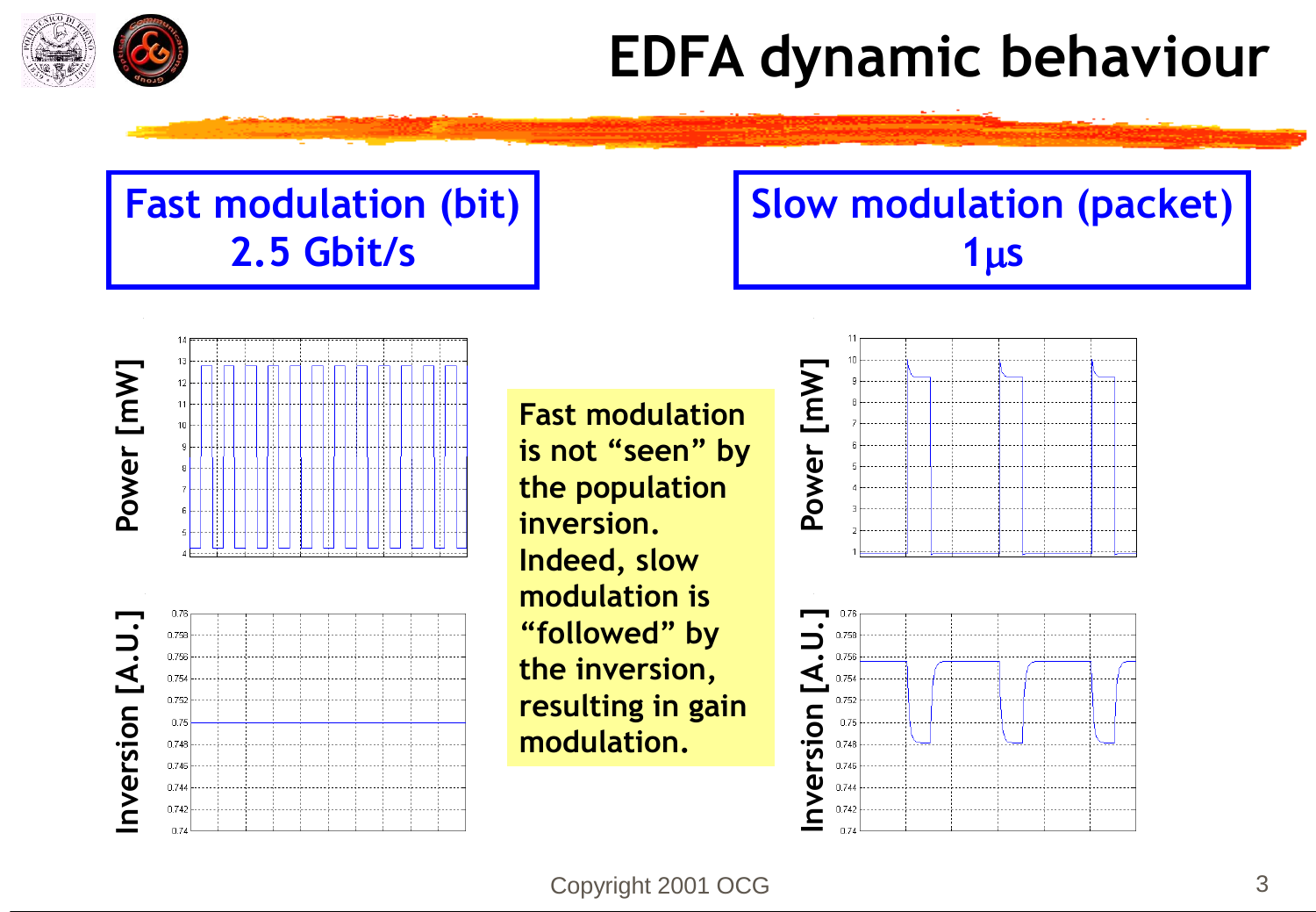# EDFA dynamic behaviour

**Fast modulation (bit)**
**2.5 Gbit/s**

**Slow modulation (packet)**
**1μs**

**Fast modulation is not "seen" by the population inversion. Indeed, slow modulation is "followed" by the inversion, resulting in gain modulation.**

Copyright 2001 OCG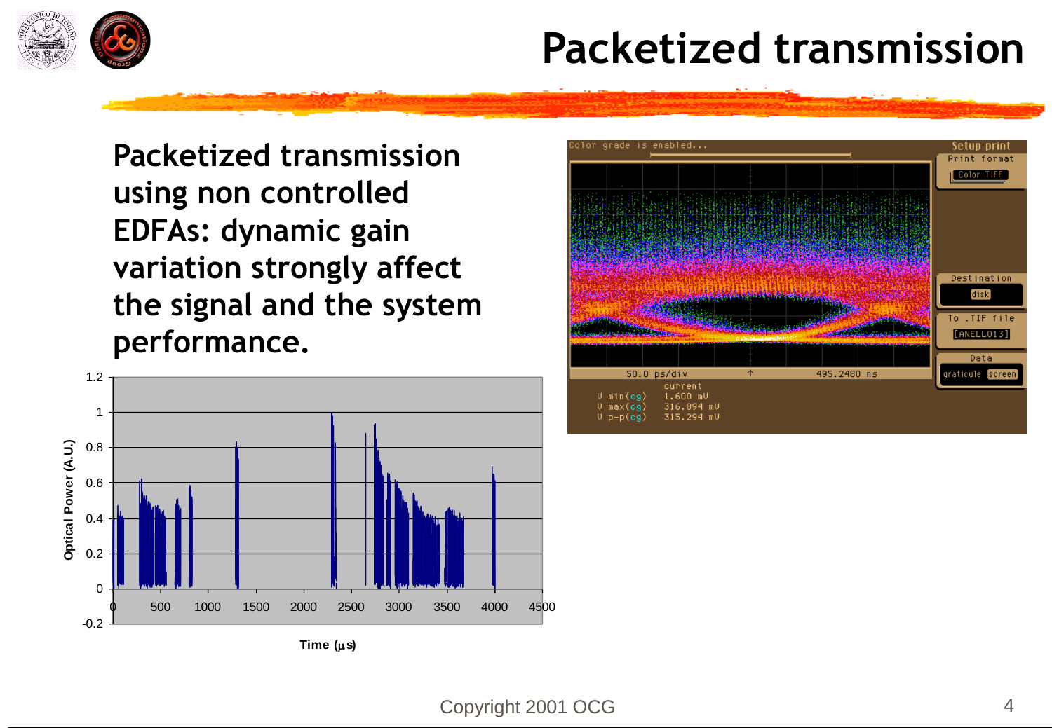# Packetized transmission

**Packetized transmission using non controlled EDFAs: dynamic gain variation strongly affect the signal and the system performance.**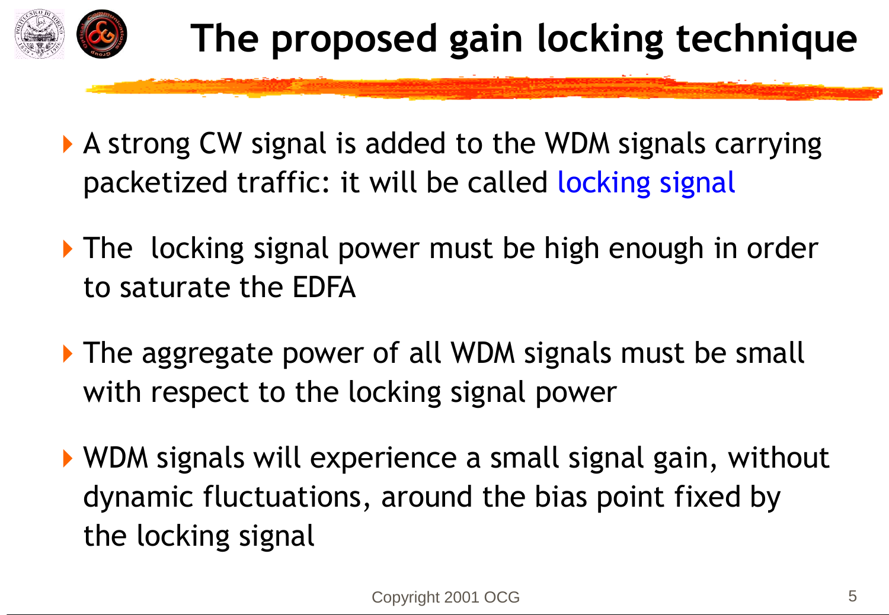# The proposed gain locking technique

- A strong CW signal is added to the WDM signals carrying packetized traffic: it will be called locking signal
- The locking signal power must be high enough in order to saturate the EDFA
- The aggregate power of all WDM signals must be small with respect to the locking signal power
- WDM signals will experience a small signal gain, without dynamic fluctuations, around the bias point fixed by the locking signal

Copyright 2001 OCG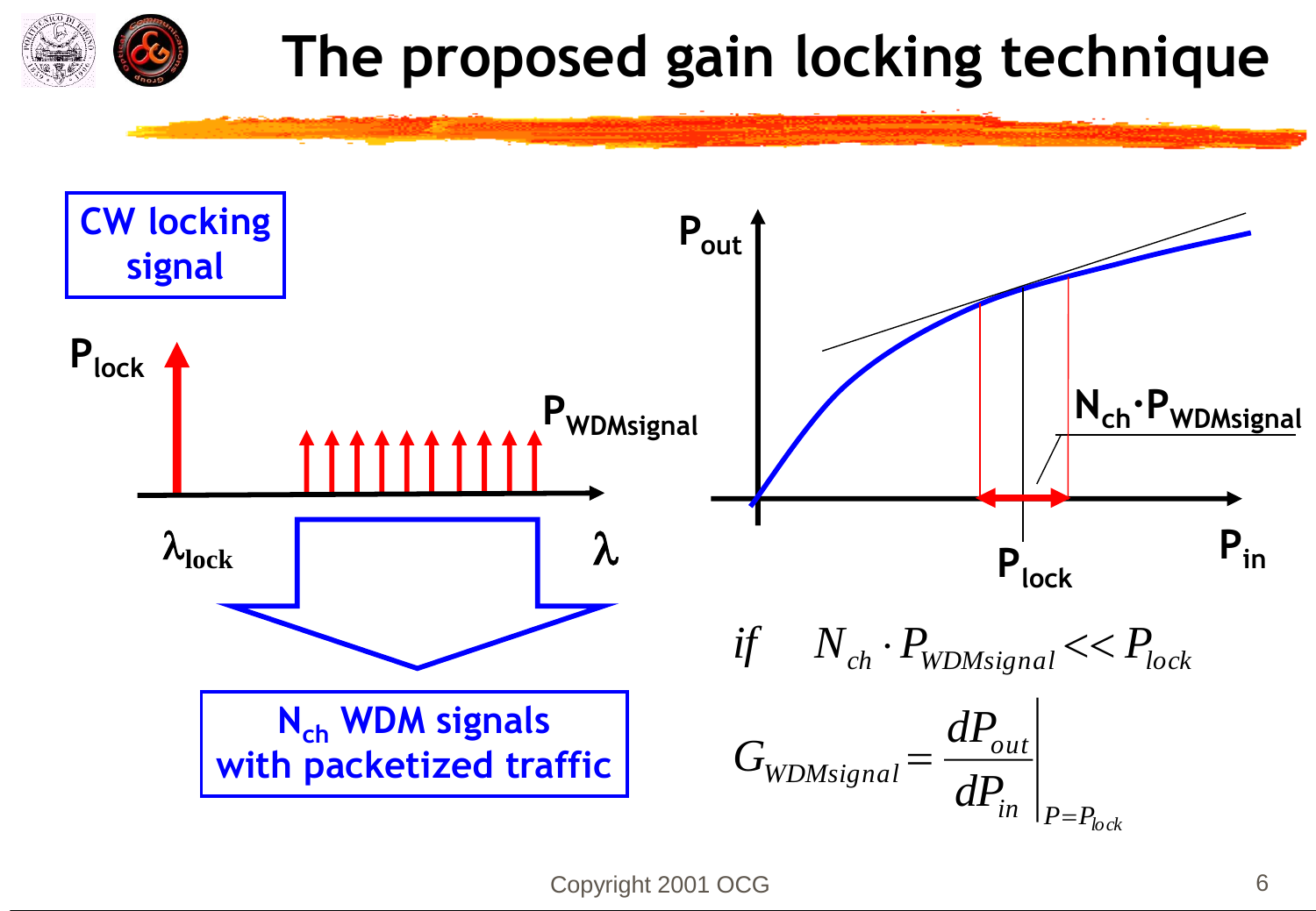# The proposed gain locking technique

**CW locking signal**

$P_{lock}$

$P_{WDMsignal}$

$\lambda_{lock}$

$\lambda$

**$N_{ch}$ WDM signals with packetized traffic**

$P_{out}$

$N_{ch} \cdot P_{WDMsignal}$

$P_{lock}$

$P_{in}$

$$if \quad N_{ch} \cdot P_{WDMsignal} << P_{lock}$$

$$G_{WDMsignal} = \left. \frac{dP_{out}}{dP_{in}} \right|_{P=P_{lock}}$$

Copyright 2001 OCG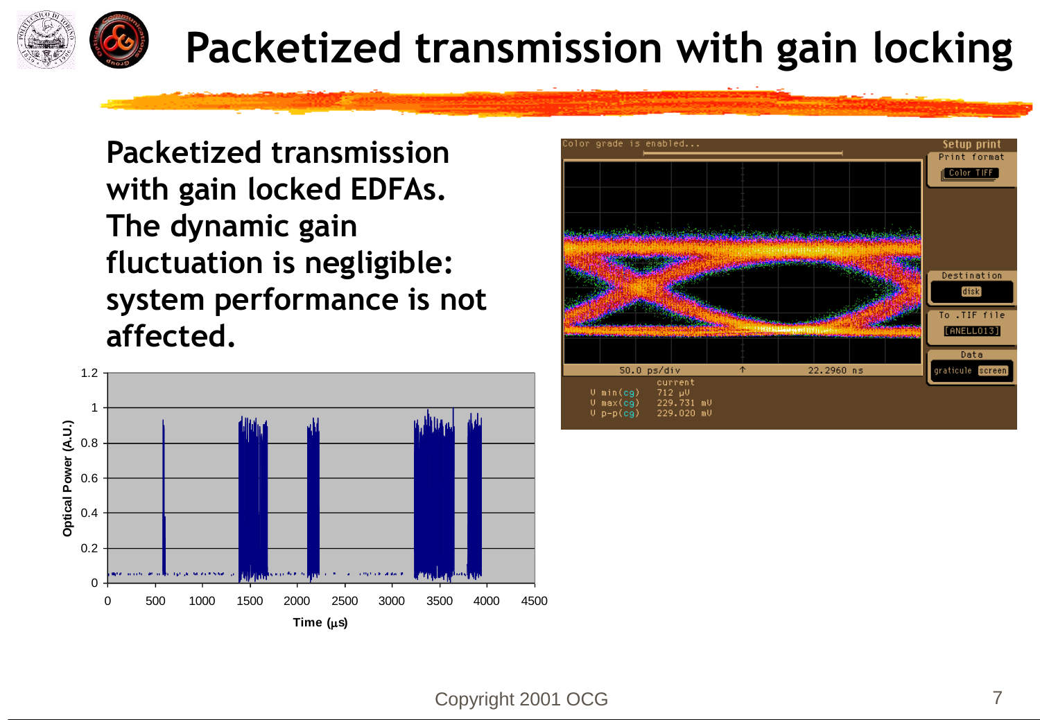# Packetized transmission with gain locking

Packetized transmission with gain locked EDFAs. The dynamic gain fluctuation is negligible: system performance is not affected.

Copyright 2001 OCG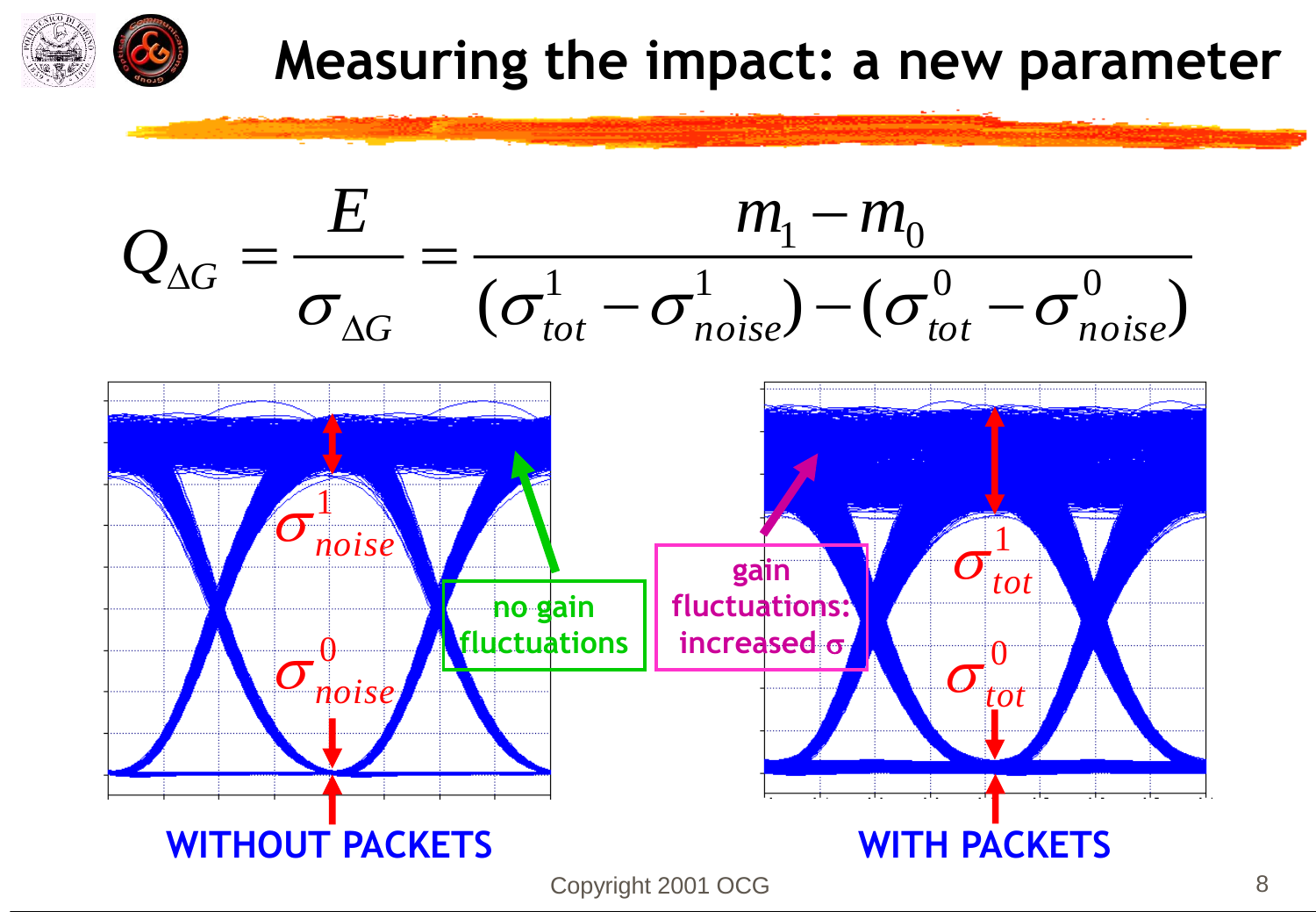# Measuring the impact: a new parameter

$$Q_{\Delta G} = \frac{E}{\sigma_{\Delta G}} = \frac{m_1 - m_0}{(\sigma^1_{tot} - \sigma^1_{noise}) - (\sigma^0_{tot} - \sigma^0_{noise})}$$

$\sigma^1_{noise}$

$\sigma^0_{noise}$

no gain fluctuations

**WITHOUT PACKETS**

gain fluctuations: increased σ

$\sigma^1_{tot}$

$\sigma^0_{tot}$

**WITH PACKETS**

Copyright 2001 OCG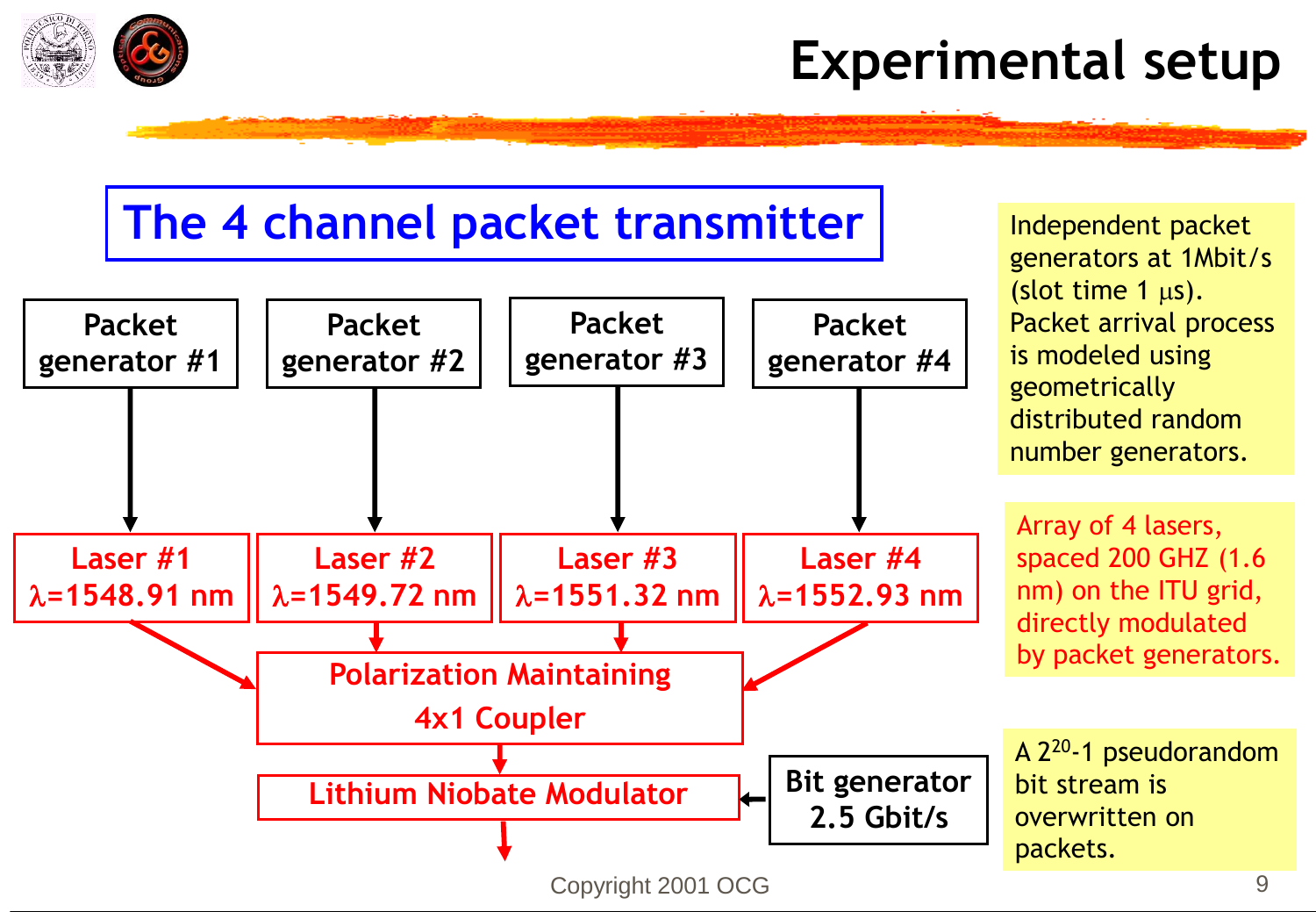# Experimental setup

## The 4 channel packet transmitter

Packet generator #1

Packet generator #2

Packet generator #3

Packet generator #4

Laser #1 $\lambda$=1548.91 nm

Laser #2 $\lambda$=1549.72 nm

Laser #3 $\lambda$=1551.32 nm

Laser #4 $\lambda$=1552.93 nm

Polarization Maintaining 4x1 Coupler

Lithium Niobate Modulator

Bit generator 2.5 Gbit/s

Independent packet generators at 1Mbit/s (slot time 1 $\mu$s). Packet arrival process is modeled using geometrically distributed random number generators.

Array of 4 lasers, spaced 200 GHZ (1.6 nm) on the ITU grid, directly modulated by packet generators.

A $2^{20}$-1 pseudorandom bit stream is overwritten on packets.

Copyright 2001 OCG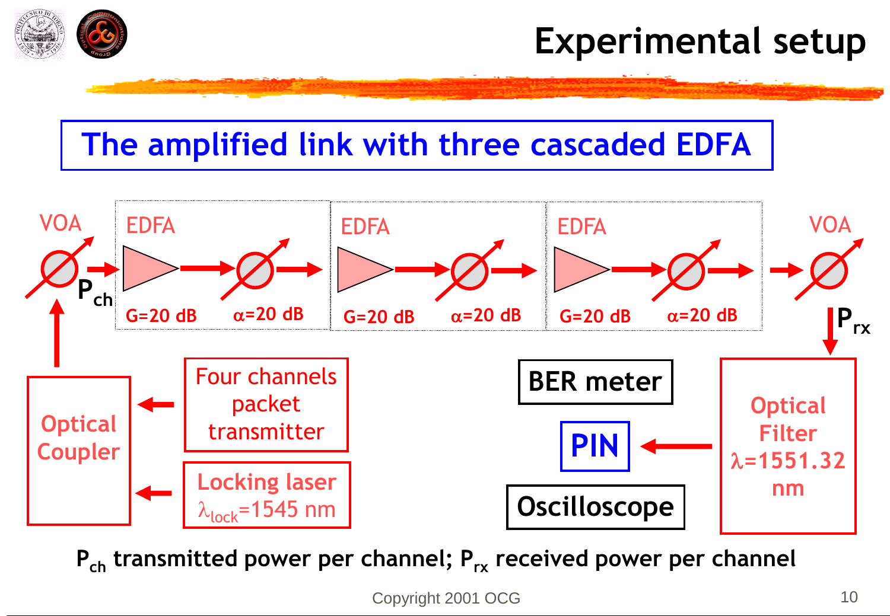# Experimental setup

## The amplified link with three cascaded EDFA

VOA

$P_{ch}$

EDFA

G=20 dB

$\alpha$=20 dB

EDFA

G=20 dB

$\alpha$=20 dB

EDFA

G=20 dB

$\alpha$=20 dB

VOA

$P_{rx}$

Optical Coupler

Four channels packet transmitter

Locking laser $\lambda_{lock}$=1545 nm

BER meter

PIN

Oscilloscope

Optical Filter $\lambda$=1551.32 nm

$P_{ch}$ transmitted power per channel; $P_{rx}$ received power per channel

Copyright 2001 OCG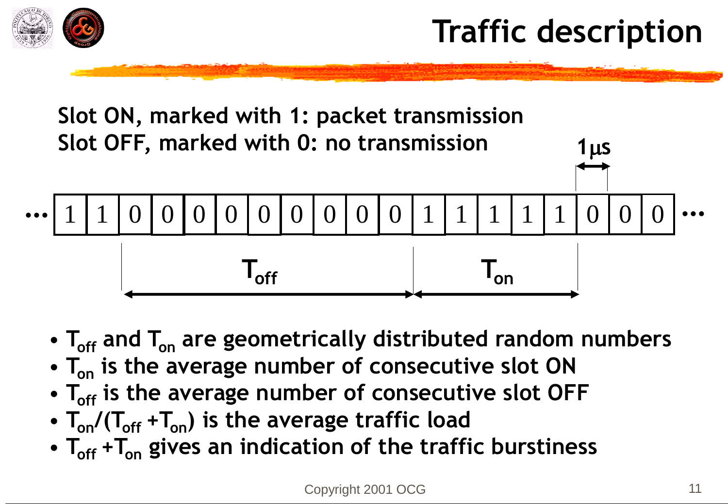# Traffic description

**Slot ON, marked with 1: packet transmission**
**Slot OFF, marked with 0: no transmission**

1μs

… | 1 | 1 | 0 | 0 | 0 | 0 | 0 | 0 | 0 | 0 | 0 | 1 | 1 | 1 | 1 | 1 | 0 | 0 | 0 | …

$T_{off}$ $T_{on}$

- $T_{off}$ and $T_{on}$ are geometrically distributed random numbers
- $T_{on}$ is the average number of consecutive slot ON
- $T_{off}$ is the average number of consecutive slot OFF
- $T_{on}/(T_{off} + T_{on})$ is the average traffic load
- $T_{off} + T_{on}$ gives an indication of the traffic burstiness

Copyright 2001 OCG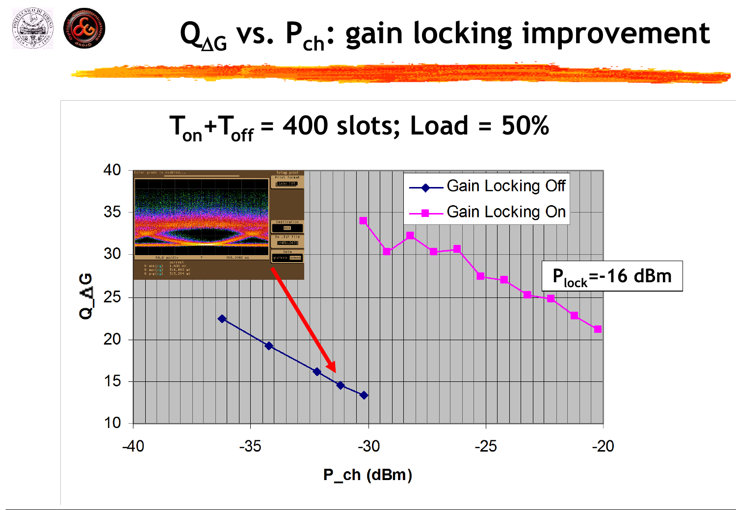# $Q_{\Delta G}$ vs. $P_{ch}$: gain locking improvement

## $T_{on}+T_{off}$ = 400 slots; Load = 50%

$P_{lock}$=-16 dBm

Legend: Gain Locking Off; Gain Locking On

Y-axis: Q_ΔG (10 to 40)

X-axis: P_ch (dBm) (-40 to -20)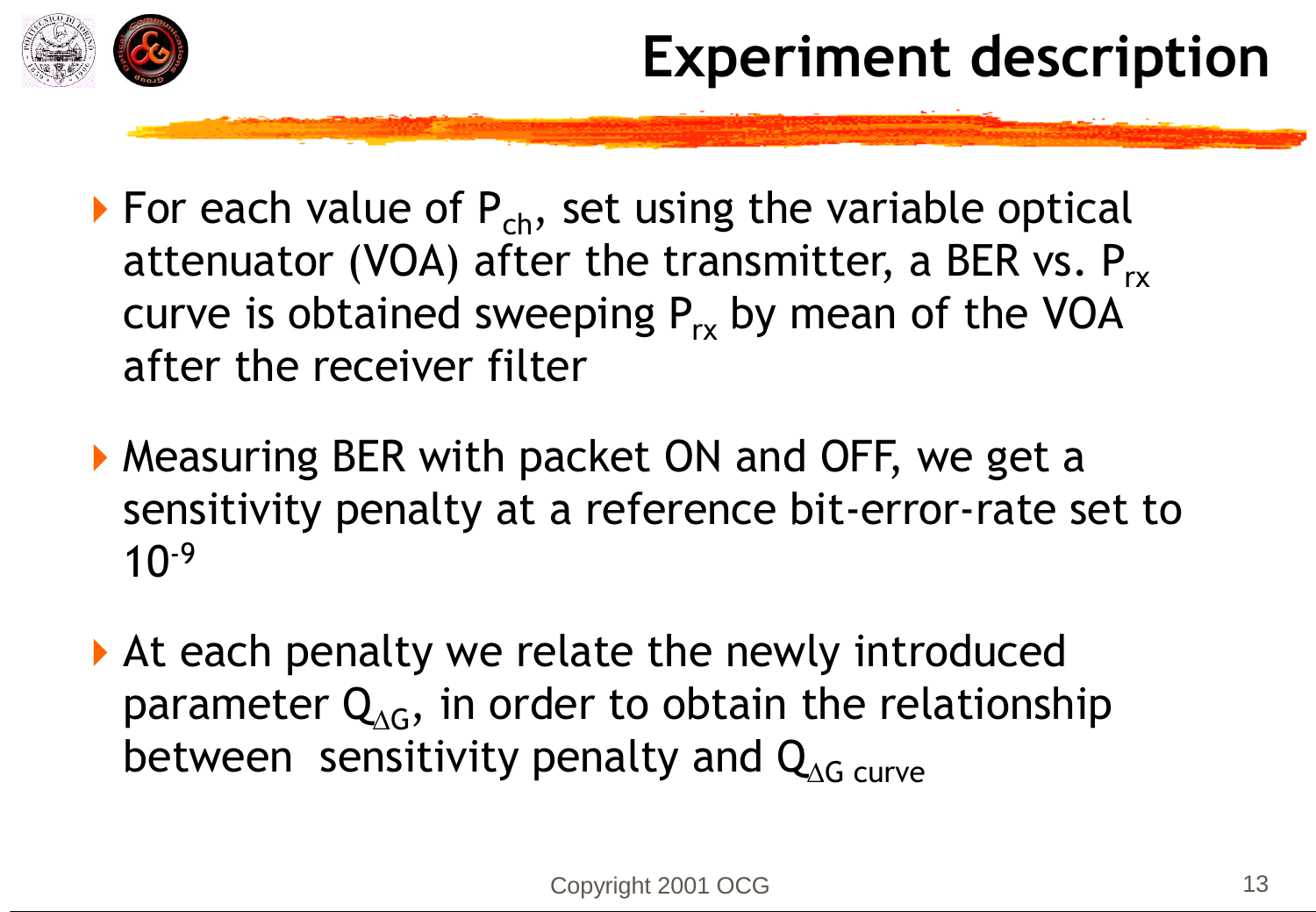# Experiment description

- For each value of $P_{ch}$, set using the variable optical attenuator (VOA) after the transmitter, a BER vs. $P_{rx}$ curve is obtained sweeping $P_{rx}$ by mean of the VOA after the receiver filter
- Measuring BER with packet ON and OFF, we get a sensitivity penalty at a reference bit-error-rate set to $10^{-9}$
- At each penalty we relate the newly introduced parameter $Q_{\Delta G}$, in order to obtain the relationship between sensitivity penalty and $Q_{\Delta G}$ curve

Copyright 2001 OCG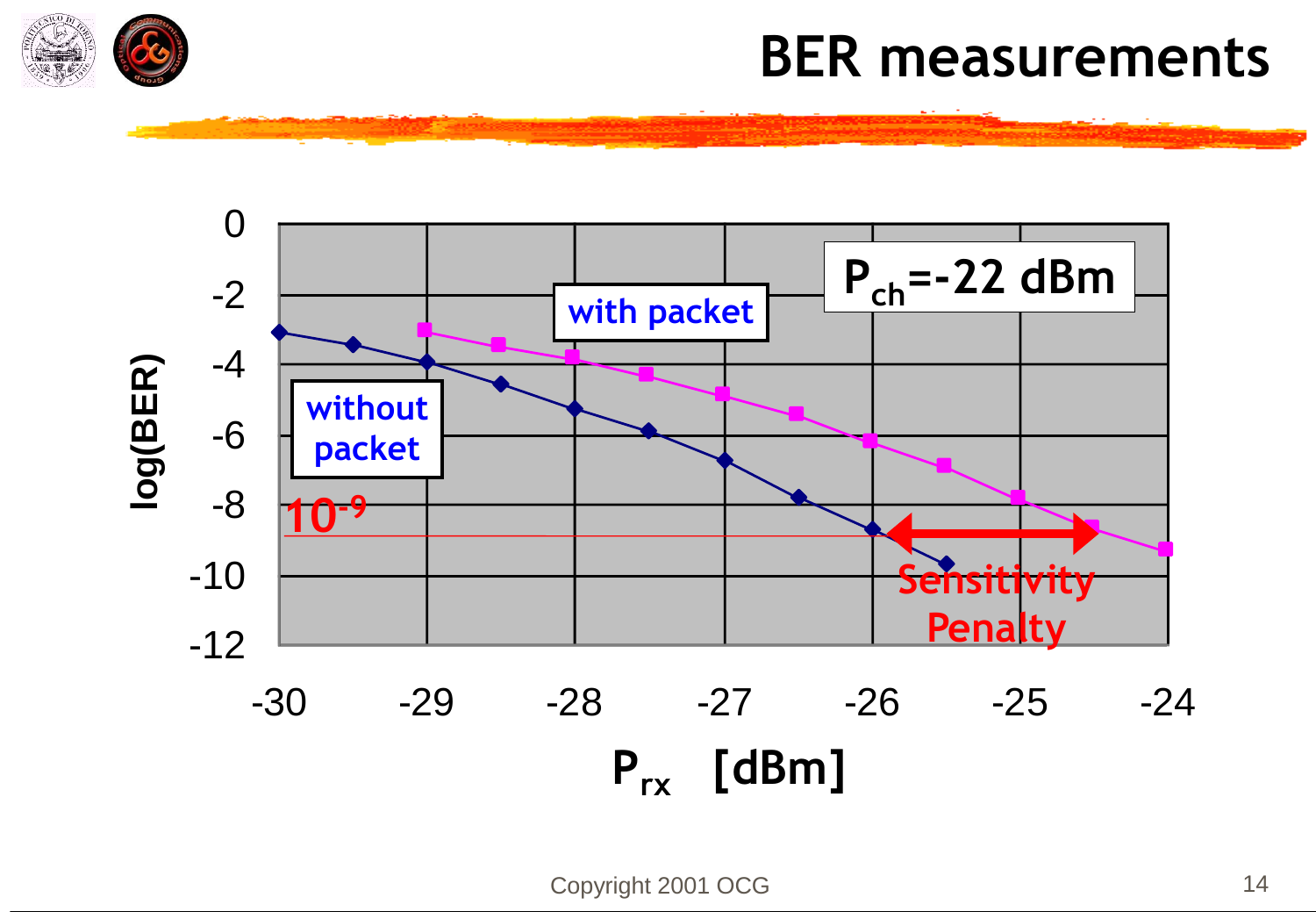# BER measurements

$P_{ch}$=-22 dBm

with packet

without packet

$10^{-9}$

Sensitivity Penalty

log(BER)

$P_{rx}$ [dBm]

Copyright 2001 OCG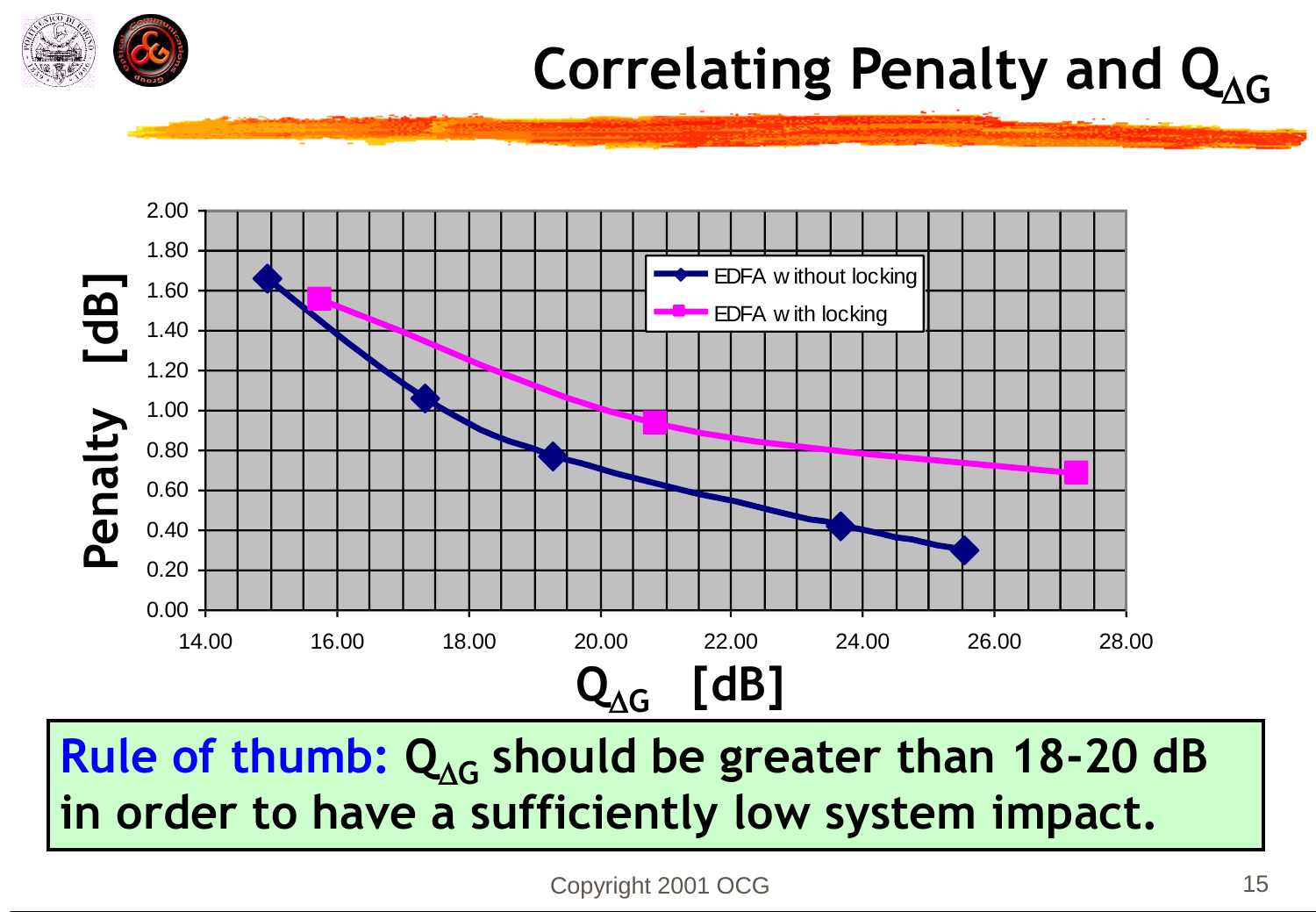# Correlating Penalty and $Q_{\Delta G}$

**Rule of thumb:** $Q_{\Delta G}$ should be greater than 18-20 dB in order to have a sufficiently low system impact.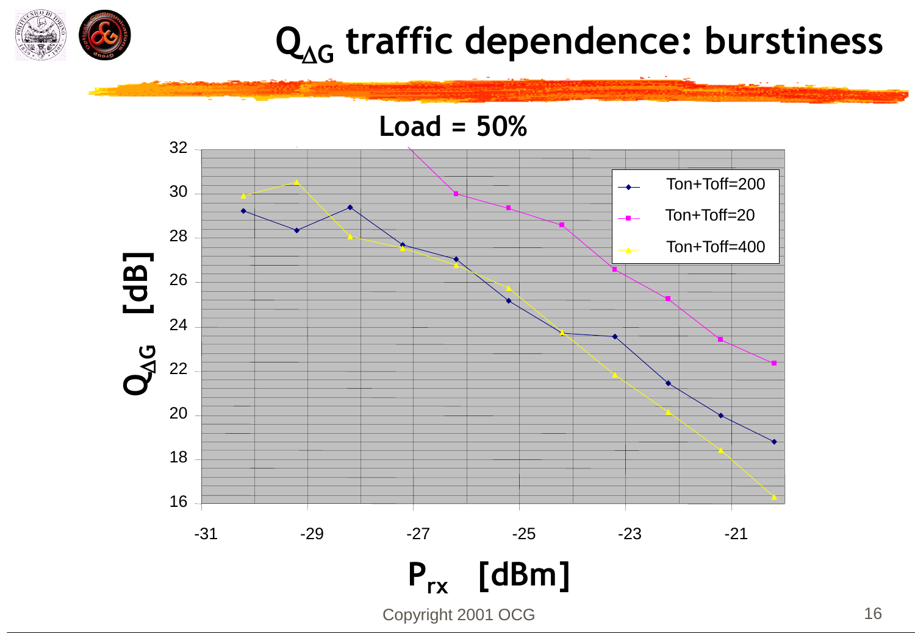# $Q_{\Delta G}$ traffic dependence: burstiness

**Load = 50%**

$Q_{\Delta G}$ [dB]

$P_{rx}$ [dBm]

Ton+Toff=200

Ton+Toff=20

Ton+Toff=400

Copyright 2001 OCG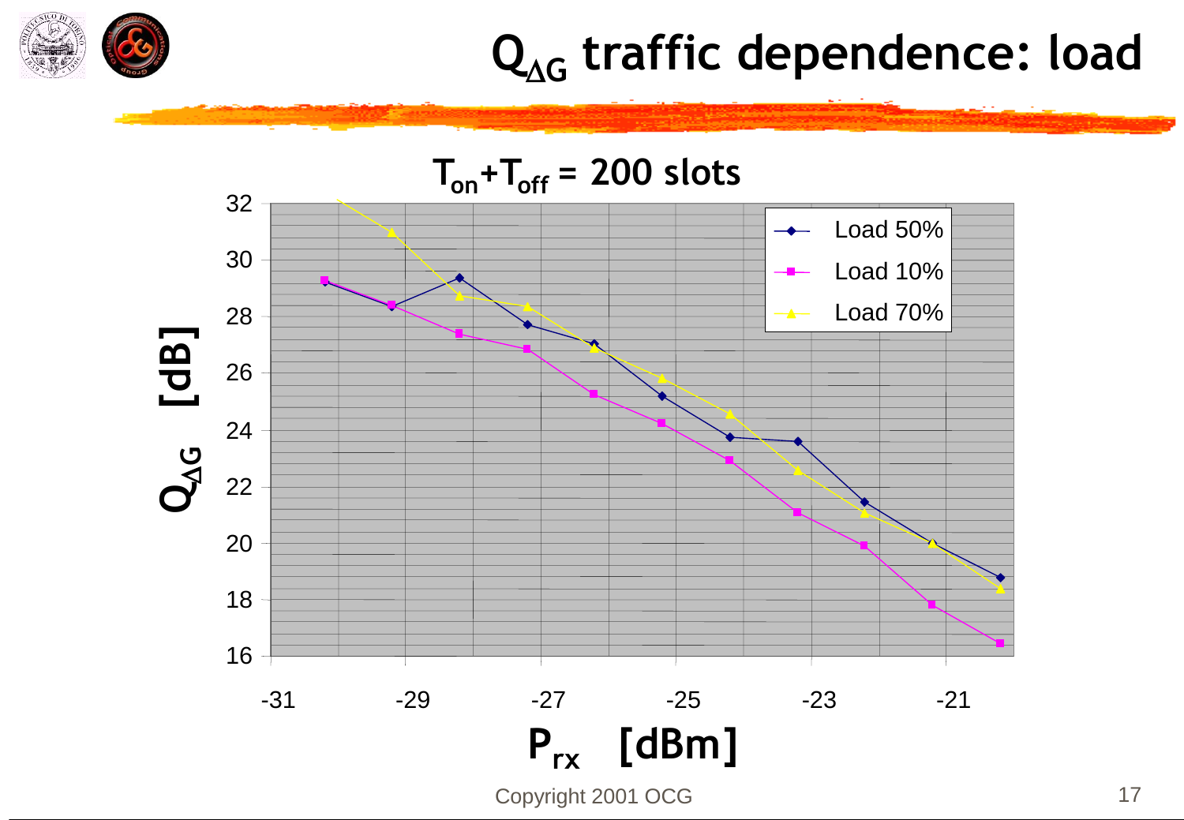# $Q_{\Delta G}$ traffic dependence: load

$T_{on}+T_{off}$ = 200 slots

- Load 50%
- Load 10%
- Load 70%

$Q_{\Delta G}$ [dB]

$P_{rx}$ [dBm]

Copyright 2001 OCG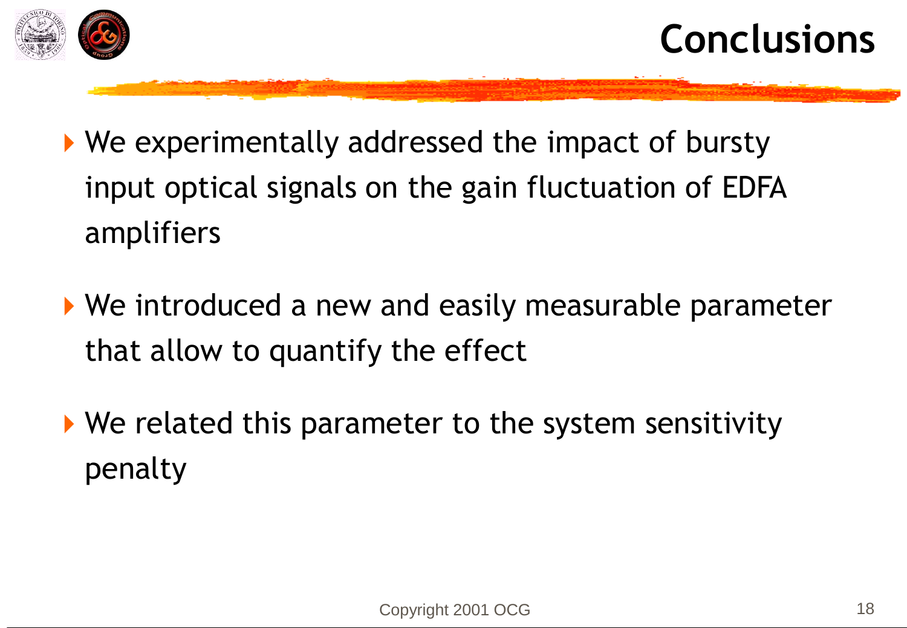# Conclusions

- We experimentally addressed the impact of bursty input optical signals on the gain fluctuation of EDFA amplifiers
- We introduced a new and easily measurable parameter that allow to quantify the effect
- We related this parameter to the system sensitivity penalty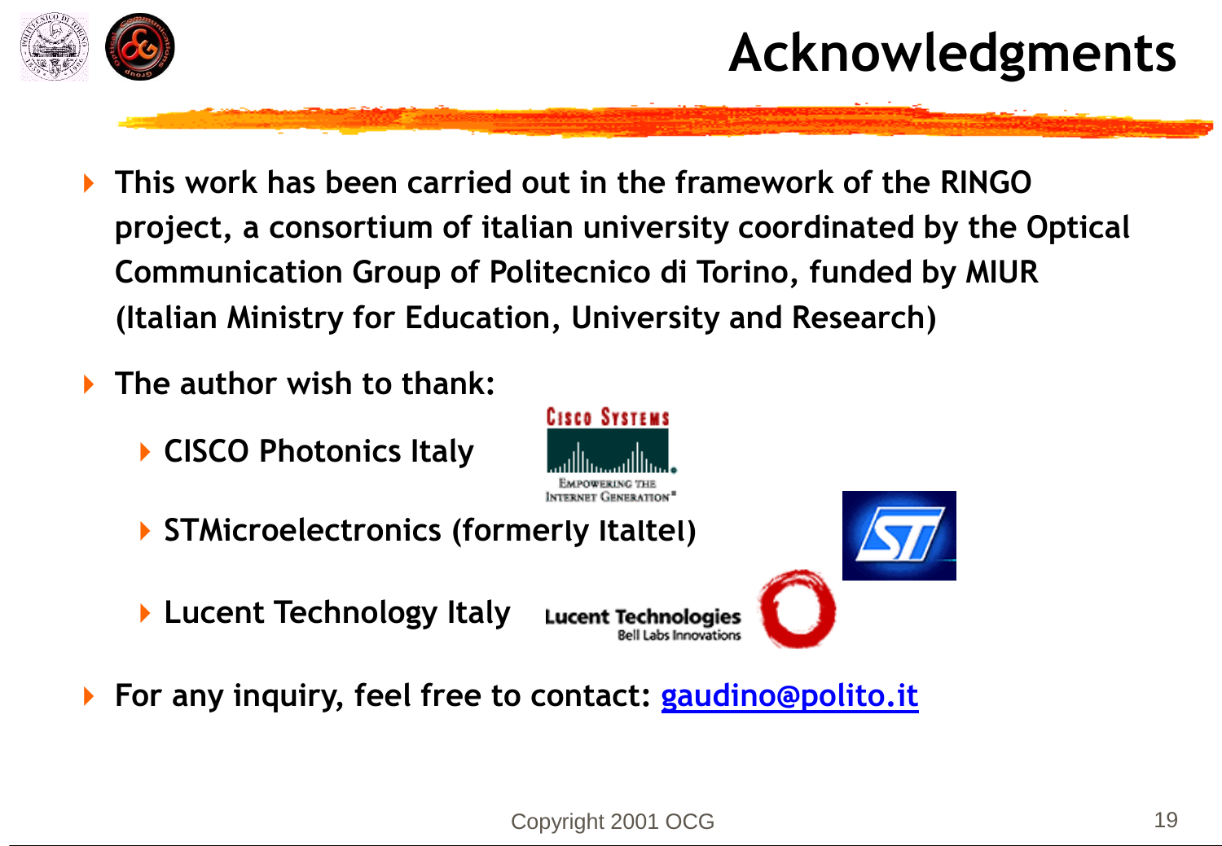# Acknowledgments

- This work has been carried out in the framework of the RINGO project, a consortium of italian university coordinated by the Optical Communication Group of Politecnico di Torino, funded by MIUR (Italian Ministry for Education, University and Research)
- The author wish to thank:
  - CISCO Photonics Italy
  - STMicroelectronics (formerly Italtel)
  - Lucent Technology Italy
- For any inquiry, feel free to contact: gaudino@polito.it

Copyright 2001 OCG